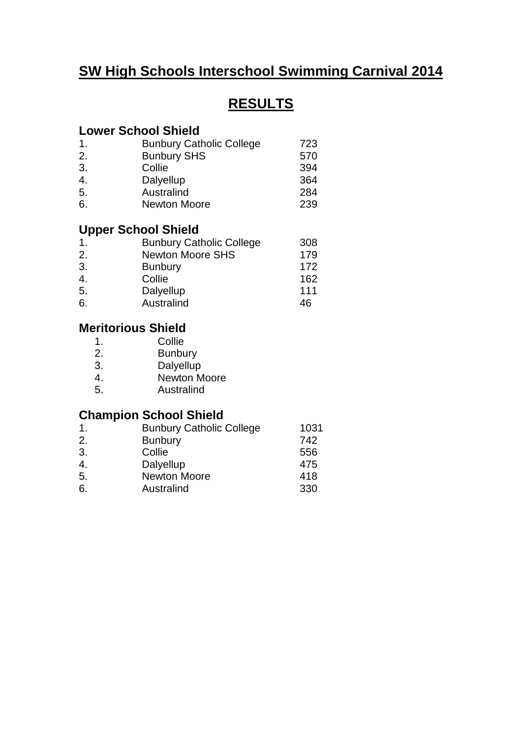# SW High Schools Interschool Swimming Carnival 2014

## RESULTS

### Lower School Shield

| | | |
|---|---|---|
| 1. | Bunbury Catholic College | 723 |
| 2. | Bunbury SHS | 570 |
| 3. | Collie | 394 |
| 4. | Dalyellup | 364 |
| 5. | Australind | 284 |
| 6. | Newton Moore | 239 |

### Upper School Shield

| | | |
|---|---|---|
| 1. | Bunbury Catholic College | 308 |
| 2. | Newton Moore SHS | 179 |
| 3. | Bunbury | 172 |
| 4. | Collie | 162 |
| 5. | Dalyellup | 111 |
| 6. | Australind | 46 |

### Meritorious Shield

1. Collie
2. Bunbury
3. Dalyellup
4. Newton Moore
5. Australind

### Champion School Shield

| | | |
|---|---|---|
| 1. | Bunbury Catholic College | 1031 |
| 2. | Bunbury | 742 |
| 3. | Collie | 556 |
| 4. | Dalyellup | 475 |
| 5. | Newton Moore | 418 |
| 6. | Australind | 330 |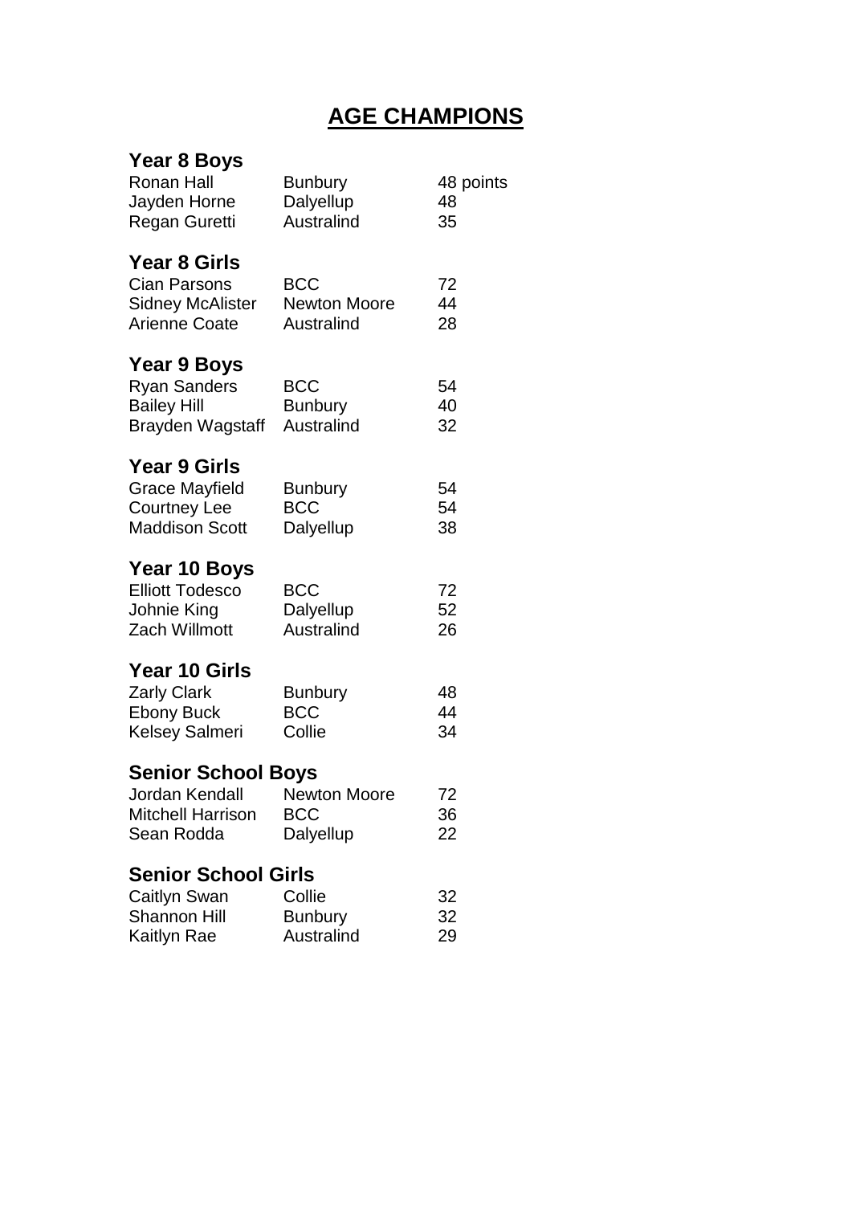# AGE CHAMPIONS

## Year 8 Boys

| | | |
|---|---|---|
| Ronan Hall | Bunbury | 48 points |
| Jayden Horne | Dalyellup | 48 |
| Regan Guretti | Australind | 35 |

## Year 8 Girls

| | | |
|---|---|---|
| Cian Parsons | BCC | 72 |
| Sidney McAlister | Newton Moore | 44 |
| Arienne Coate | Australind | 28 |

## Year 9 Boys

| | | |
|---|---|---|
| Ryan Sanders | BCC | 54 |
| Bailey Hill | Bunbury | 40 |
| Brayden Wagstaff | Australind | 32 |

## Year 9 Girls

| | | |
|---|---|---|
| Grace Mayfield | Bunbury | 54 |
| Courtney Lee | BCC | 54 |
| Maddison Scott | Dalyellup | 38 |

## Year 10 Boys

| | | |
|---|---|---|
| Elliott Todesco | BCC | 72 |
| Johnie King | Dalyellup | 52 |
| Zach Willmott | Australind | 26 |

## Year 10 Girls

| | | |
|---|---|---|
| Zarly Clark | Bunbury | 48 |
| Ebony Buck | BCC | 44 |
| Kelsey Salmeri | Collie | 34 |

## Senior School Boys

| | | |
|---|---|---|
| Jordan Kendall | Newton Moore | 72 |
| Mitchell Harrison | BCC | 36 |
| Sean Rodda | Dalyellup | 22 |

## Senior School Girls

| | | |
|---|---|---|
| Caitlyn Swan | Collie | 32 |
| Shannon Hill | Bunbury | 32 |
| Kaitlyn Rae | Australind | 29 |